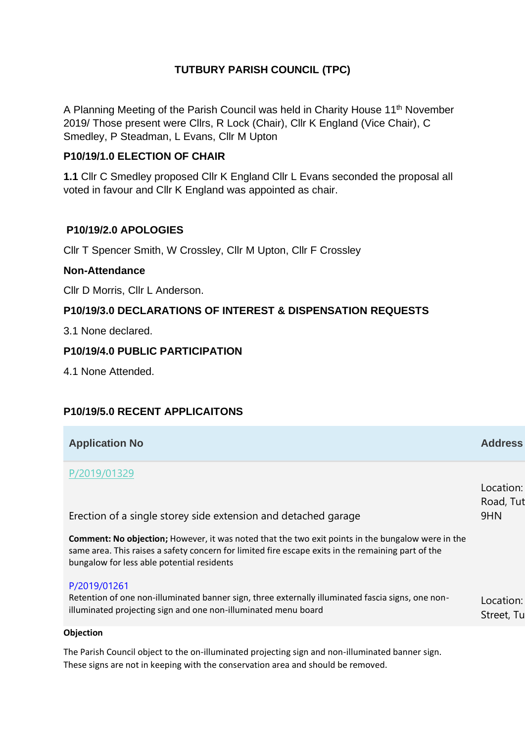**TUTBURY PARISH COUNCIL (TPC)**

A Planning Meeting of the Parish Council was held in Charity House 11th November 2019/ Those present were Cllrs, R Lock (Chair), Cllr K England (Vice Chair), C Smedley, P Steadman, L Evans, Cllr M Upton

**P10/19/1.0 ELECTION OF CHAIR**

**1.1** Cllr C Smedley proposed Cllr K England Cllr L Evans seconded the proposal all voted in favour and Cllr K England was appointed as chair.

**P10/19/2.0 APOLOGIES**

Cllr T Spencer Smith, W Crossley, Cllr M Upton, Cllr F Crossley

**Non-Attendance**

Cllr D Morris, Cllr L Anderson.

**P10/19/3.0 DECLARATIONS OF INTEREST & DISPENSATION REQUESTS**

3.1 None declared.

**P10/19/4.0 PUBLIC PARTICIPATION**

4.1 None Attended.

**P10/19/5.0 RECENT APPLICAITONS**

| Application No | Address |
|---|---|
| P/2019/01329<br><br>Erection of a single storey side extension and detached garage<br><br>**Comment: No objection;** However, it was noted that the two exit points in the bungalow were in the same area. This raises a safety concern for limited fire escape exits in the remaining part of the bungalow for less able potential residents | Location: Road, Tut 9HN |
| P/2019/01261<br>Retention of one non-illuminated banner sign, three externally illuminated fascia signs, one non-illuminated projecting sign and one non-illuminated menu board | Location: Street, Tu |

**Objection**

The Parish Council object to the on-illuminated projecting sign and non-illuminated banner sign. These signs are not in keeping with the conservation area and should be removed.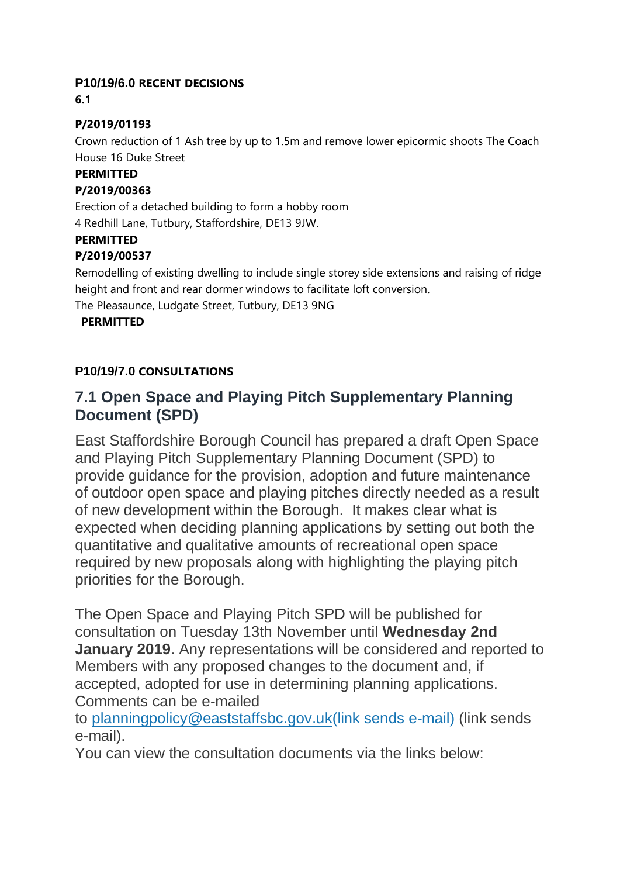**P10/19/6.0 RECENT DECISIONS**

**6.1**

**P/2019/01193**

Crown reduction of 1 Ash tree by up to 1.5m and remove lower epicormic shoots The Coach House 16 Duke Street

**PERMITTED**

**P/2019/00363**

Erection of a detached building to form a hobby room
4 Redhill Lane, Tutbury, Staffordshire, DE13 9JW.

**PERMITTED**

**P/2019/00537**

Remodelling of existing dwelling to include single storey side extensions and raising of ridge height and front and rear dormer windows to facilitate loft conversion.
The Pleasaunce, Ludgate Street, Tutbury, DE13 9NG

**PERMITTED**

**P10/19/7.0 CONSULTATIONS**

## 7.1 Open Space and Playing Pitch Supplementary Planning Document (SPD)

East Staffordshire Borough Council has prepared a draft Open Space and Playing Pitch Supplementary Planning Document (SPD) to provide guidance for the provision, adoption and future maintenance of outdoor open space and playing pitches directly needed as a result of new development within the Borough. It makes clear what is expected when deciding planning applications by setting out both the quantitative and qualitative amounts of recreational open space required by new proposals along with highlighting the playing pitch priorities for the Borough.

The Open Space and Playing Pitch SPD will be published for consultation on Tuesday 13th November until **Wednesday 2nd January 2019**. Any representations will be considered and reported to Members with any proposed changes to the document and, if accepted, adopted for use in determining planning applications. Comments can be e-mailed to planningpolicy@eaststaffsbc.gov.uk(link sends e-mail) (link sends e-mail).
You can view the consultation documents via the links below: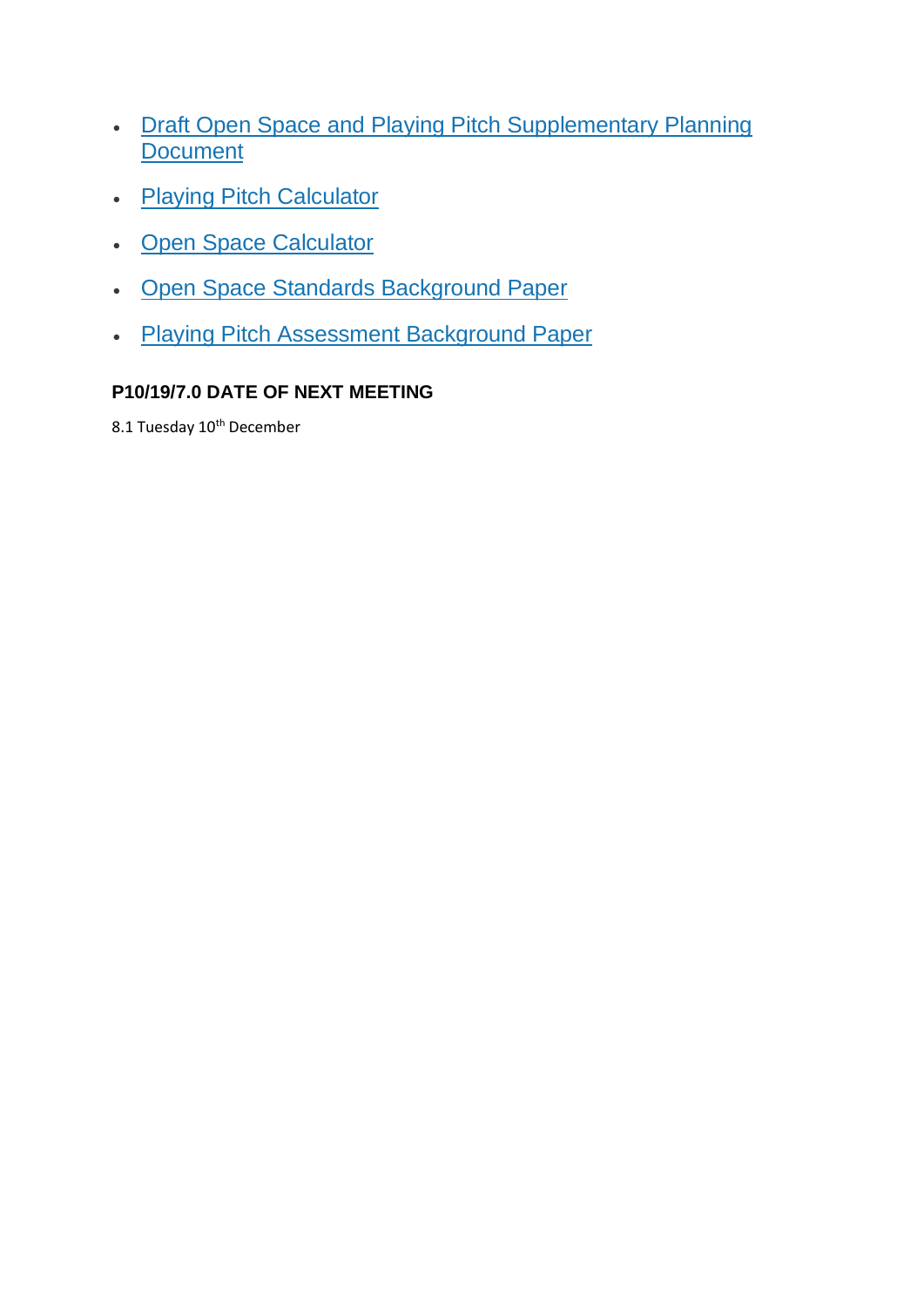- Draft Open Space and Playing Pitch Supplementary Planning Document
- Playing Pitch Calculator
- Open Space Calculator
- Open Space Standards Background Paper
- Playing Pitch Assessment Background Paper

**P10/19/7.0 DATE OF NEXT MEETING**

8.1 Tuesday 10th December